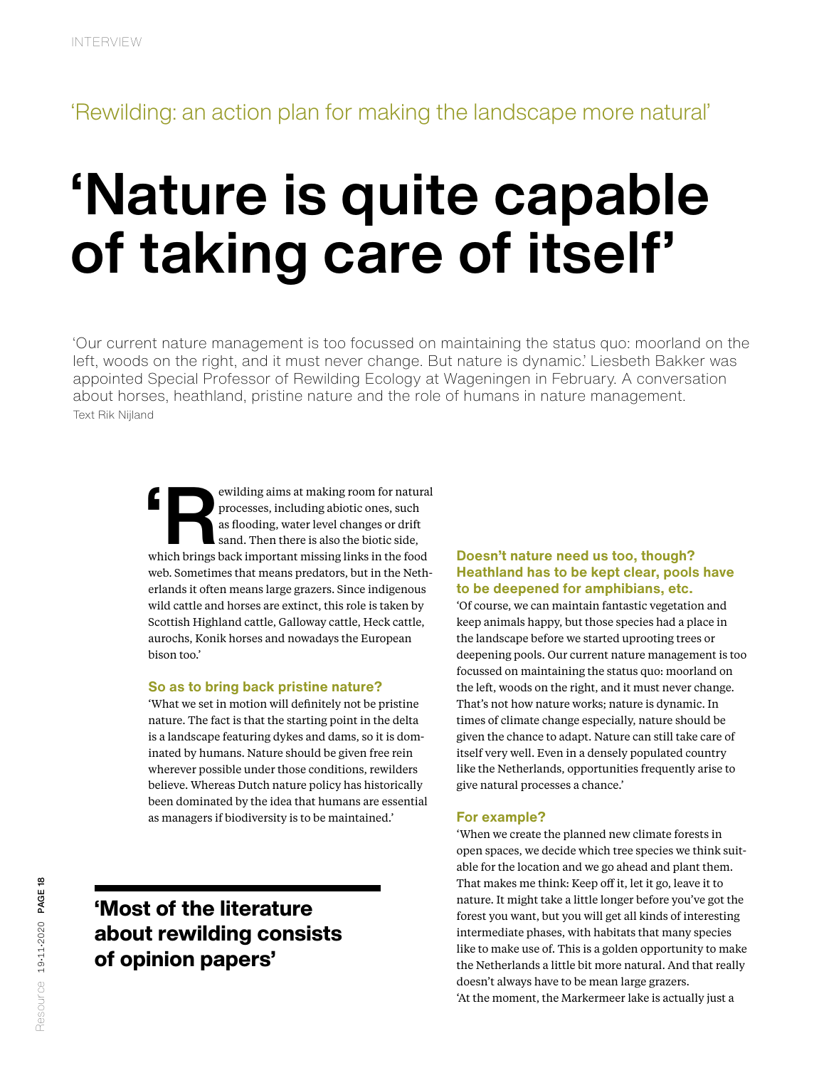'Rewilding: an action plan for making the landscape more natural'

# 'Nature is quite capable of taking care of itself'

'Our current nature management is too focussed on maintaining the status quo: moorland on the left, woods on the right, and it must never change. But nature is dynamic.' Liesbeth Bakker was appointed Special Professor of Rewilding Ecology at Wageningen in February. A conversation about horses, heathland, pristine nature and the role of humans in nature management.

Text Rik Nijland

'Rewilding aims at making room for natural processes, including abiotic ones, such as flooding, water level changes or drift sand. Then there is also the biotic side, which brings back important missing links in the food web. Sometimes that means predators, but in the Netherlands it often means large grazers. Since indigenous wild cattle and horses are extinct, this role is taken by Scottish Highland cattle, Galloway cattle, Heck cattle, aurochs, Konik horses and nowadays the European bison too.'

**So as to bring back pristine nature?**

'What we set in motion will definitely not be pristine nature. The fact is that the starting point in the delta is a landscape featuring dykes and dams, so it is dominated by humans. Nature should be given free rein wherever possible under those conditions, rewilders believe. Whereas Dutch nature policy has historically been dominated by the idea that humans are essential as managers if biodiversity is to be maintained.'

**'Most of the literature about rewilding consists of opinion papers'**

**Doesn't nature need us too, though? Heathland has to be kept clear, pools have to be deepened for amphibians, etc.**

'Of course, we can maintain fantastic vegetation and keep animals happy, but those species had a place in the landscape before we started uprooting trees or deepening pools. Our current nature management is too focussed on maintaining the status quo: moorland on the left, woods on the right, and it must never change. That's not how nature works; nature is dynamic. In times of climate change especially, nature should be given the chance to adapt. Nature can still take care of itself very well. Even in a densely populated country like the Netherlands, opportunities frequently arise to give natural processes a chance.'

**For example?**

'When we create the planned new climate forests in open spaces, we decide which tree species we think suitable for the location and we go ahead and plant them. That makes me think: Keep off it, let it go, leave it to nature. It might take a little longer before you've got the forest you want, but you will get all kinds of interesting intermediate phases, with habitats that many species like to make use of. This is a golden opportunity to make the Netherlands a little bit more natural. And that really doesn't always have to be mean large grazers.

'At the moment, the Markermeer lake is actually just a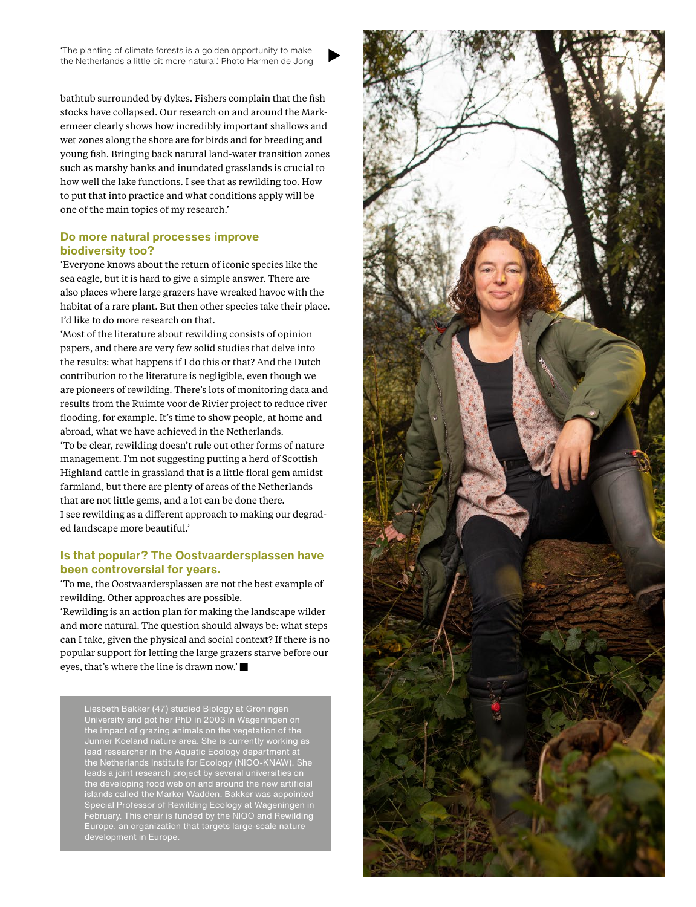'The planting of climate forests is a golden opportunity to make the Netherlands a little bit more natural.' Photo Harmen de Jong

bathtub surrounded by dykes. Fishers complain that the fish stocks have collapsed. Our research on and around the Markermeer clearly shows how incredibly important shallows and wet zones along the shore are for birds and for breeding and young fish. Bringing back natural land-water transition zones such as marshy banks and inundated grasslands is crucial to how well the lake functions. I see that as rewilding too. How to put that into practice and what conditions apply will be one of the main topics of my research.'

### Do more natural processes improve biodiversity too?

'Everyone knows about the return of iconic species like the sea eagle, but it is hard to give a simple answer. There are also places where large grazers have wreaked havoc with the habitat of a rare plant. But then other species take their place. I'd like to do more research on that.

'Most of the literature about rewilding consists of opinion papers, and there are very few solid studies that delve into the results: what happens if I do this or that? And the Dutch contribution to the literature is negligible, even though we are pioneers of rewilding. There's lots of monitoring data and results from the Ruimte voor de Rivier project to reduce river flooding, for example. It's time to show people, at home and abroad, what we have achieved in the Netherlands.

'To be clear, rewilding doesn't rule out other forms of nature management. I'm not suggesting putting a herd of Scottish Highland cattle in grassland that is a little floral gem amidst farmland, but there are plenty of areas of the Netherlands that are not little gems, and a lot can be done there.

I see rewilding as a different approach to making our degraded landscape more beautiful.'

### Is that popular? The Oostvaardersplassen have been controversial for years.

'To me, the Oostvaardersplassen are not the best example of rewilding. Other approaches are possible.

'Rewilding is an action plan for making the landscape wilder and more natural. The question should always be: what steps can I take, given the physical and social context? If there is no popular support for letting the large grazers starve before our eyes, that's where the line is drawn now.' ■

Liesbeth Bakker (47) studied Biology at Groningen University and got her PhD in 2003 in Wageningen on the impact of grazing animals on the vegetation of the Junner Koeland nature area. She is currently working as lead researcher in the Aquatic Ecology department at the Netherlands Institute for Ecology (NIOO-KNAW). She leads a joint research project by several universities on the developing food web on and around the new artificial islands called the Marker Wadden. Bakker was appointed Special Professor of Rewilding Ecology at Wageningen in February. This chair is funded by the NIOO and Rewilding Europe, an organization that targets large-scale nature development in Europe.